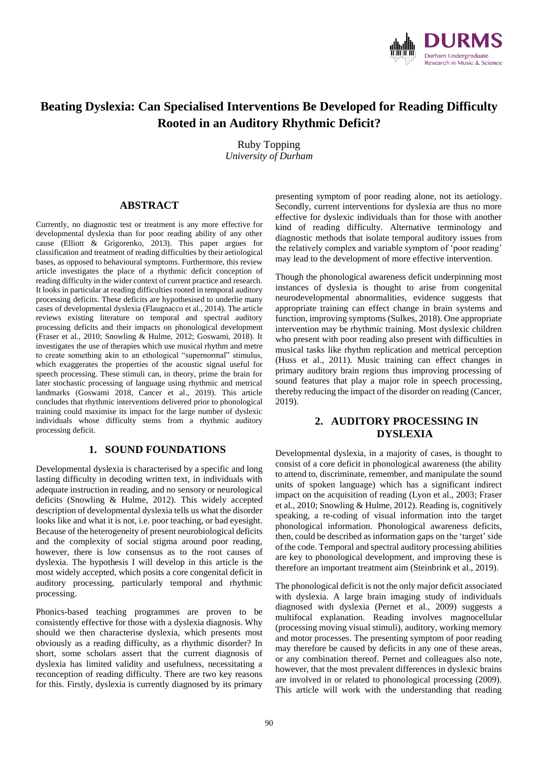# Beating Dyslexia: Can Specialised Interventions Be Developed for Reading Difficulty Rooted in an Auditory Rhythmic Deficit?

Ruby Topping
*University of Durham*

## ABSTRACT

Currently, no diagnostic test or treatment is any more effective for developmental dyslexia than for poor reading ability of any other cause (Elliott & Grigorenko, 2013). This paper argues for classification and treatment of reading difficulties by their aetiological bases, as opposed to behavioural symptoms. Furthermore, this review article investigates the place of a rhythmic deficit conception of reading difficulty in the wider context of current practice and research. It looks in particular at reading difficulties rooted in temporal auditory processing deficits. These deficits are hypothesised to underlie many cases of developmental dyslexia (Flaugnacco et al., 2014). The article reviews existing literature on temporal and spectral auditory processing deficits and their impacts on phonological development (Fraser et al., 2010; Snowling & Hulme, 2012; Goswami, 2018). It investigates the use of therapies which use musical rhythm and metre to create something akin to an ethological "supernormal" stimulus, which exaggerates the properties of the acoustic signal useful for speech processing. These stimuli can, in theory, prime the brain for later stochastic processing of language using rhythmic and metrical landmarks (Goswami 2018, Cancer et al., 2019). This article concludes that rhythmic interventions delivered prior to phonological training could maximise its impact for the large number of dyslexic individuals whose difficulty stems from a rhythmic auditory processing deficit.

## 1. SOUND FOUNDATIONS

Developmental dyslexia is characterised by a specific and long lasting difficulty in decoding written text, in individuals with adequate instruction in reading, and no sensory or neurological deficits (Snowling & Hulme, 2012). This widely accepted description of developmental dyslexia tells us what the disorder looks like and what it is not, i.e. poor teaching, or bad eyesight. Because of the heterogeneity of present neurobiological deficits and the complexity of social stigma around poor reading, however, there is low consensus as to the root causes of dyslexia. The hypothesis I will develop in this article is the most widely accepted, which posits a core congenital deficit in auditory processing, particularly temporal and rhythmic processing.

Phonics-based teaching programmes are proven to be consistently effective for those with a dyslexia diagnosis. Why should we then characterise dyslexia, which presents most obviously as a reading difficulty, as a rhythmic disorder? In short, some scholars assert that the current diagnosis of dyslexia has limited validity and usefulness, necessitating a reconception of reading difficulty. There are two key reasons for this. Firstly, dyslexia is currently diagnosed by its primary presenting symptom of poor reading alone, not its aetiology. Secondly, current interventions for dyslexia are thus no more effective for dyslexic individuals than for those with another kind of reading difficulty. Alternative terminology and diagnostic methods that isolate temporal auditory issues from the relatively complex and variable symptom of 'poor reading' may lead to the development of more effective intervention.

Though the phonological awareness deficit underpinning most instances of dyslexia is thought to arise from congenital neurodevelopmental abnormalities, evidence suggests that appropriate training can effect change in brain systems and function, improving symptoms (Sulkes, 2018). One appropriate intervention may be rhythmic training. Most dyslexic children who present with poor reading also present with difficulties in musical tasks like rhythm replication and metrical perception (Huss et al., 2011). Music training can effect changes in primary auditory brain regions thus improving processing of sound features that play a major role in speech processing, thereby reducing the impact of the disorder on reading (Cancer, 2019).

## 2. AUDITORY PROCESSING IN DYSLEXIA

Developmental dyslexia, in a majority of cases, is thought to consist of a core deficit in phonological awareness (the ability to attend to, discriminate, remember, and manipulate the sound units of spoken language) which has a significant indirect impact on the acquisition of reading (Lyon et al., 2003; Fraser et al., 2010; Snowling & Hulme, 2012). Reading is, cognitively speaking, a re-coding of visual information into the target phonological information. Phonological awareness deficits, then, could be described as information gaps on the 'target' side of the code. Temporal and spectral auditory processing abilities are key to phonological development, and improving these is therefore an important treatment aim (Steinbrink et al., 2019).

The phonological deficit is not the only major deficit associated with dyslexia. A large brain imaging study of individuals diagnosed with dyslexia (Pernet et al., 2009) suggests a multifocal explanation. Reading involves magnocellular (processing moving visual stimuli), auditory, working memory and motor processes. The presenting symptom of poor reading may therefore be caused by deficits in any one of these areas, or any combination thereof. Pernet and colleagues also note, however, that the most prevalent differences in dyslexic brains are involved in or related to phonological processing (2009). This article will work with the understanding that reading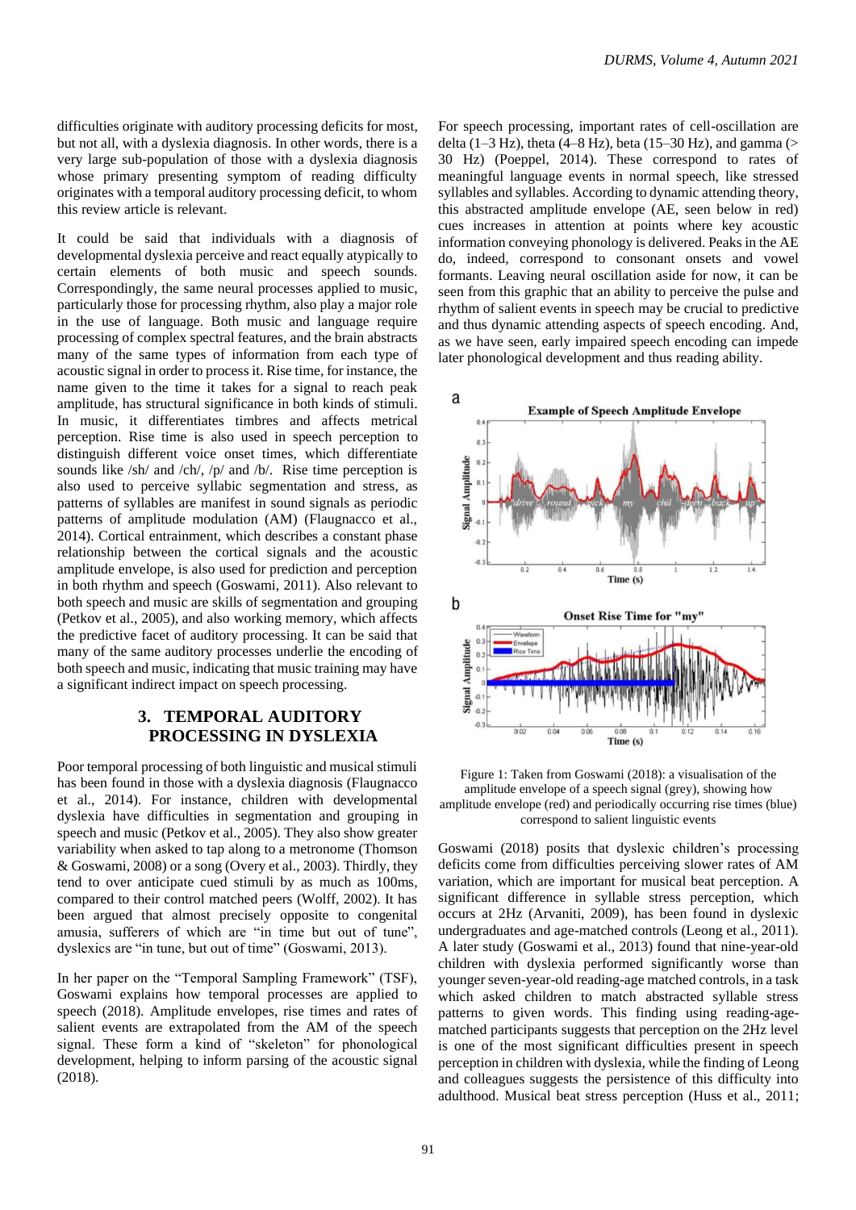difficulties originate with auditory processing deficits for most, but not all, with a dyslexia diagnosis. In other words, there is a very large sub-population of those with a dyslexia diagnosis whose primary presenting symptom of reading difficulty originates with a temporal auditory processing deficit, to whom this review article is relevant.

It could be said that individuals with a diagnosis of developmental dyslexia perceive and react equally atypically to certain elements of both music and speech sounds. Correspondingly, the same neural processes applied to music, particularly those for processing rhythm, also play a major role in the use of language. Both music and language require processing of complex spectral features, and the brain abstracts many of the same types of information from each type of acoustic signal in order to process it. Rise time, for instance, the name given to the time it takes for a signal to reach peak amplitude, has structural significance in both kinds of stimuli. In music, it differentiates timbres and affects metrical perception. Rise time is also used in speech perception to distinguish different voice onset times, which differentiate sounds like /sh/ and /ch/, /p/ and /b/. Rise time perception is also used to perceive syllabic segmentation and stress, as patterns of syllables are manifest in sound signals as periodic patterns of amplitude modulation (AM) (Flaugnacco et al., 2014). Cortical entrainment, which describes a constant phase relationship between the cortical signals and the acoustic amplitude envelope, is also used for prediction and perception in both rhythm and speech (Goswami, 2011). Also relevant to both speech and music are skills of segmentation and grouping (Petkov et al., 2005), and also working memory, which affects the predictive facet of auditory processing. It can be said that many of the same auditory processes underlie the encoding of both speech and music, indicating that music training may have a significant indirect impact on speech processing.

## 3. TEMPORAL AUDITORY PROCESSING IN DYSLEXIA

Poor temporal processing of both linguistic and musical stimuli has been found in those with a dyslexia diagnosis (Flaugnacco et al., 2014). For instance, children with developmental dyslexia have difficulties in segmentation and grouping in speech and music (Petkov et al., 2005). They also show greater variability when asked to tap along to a metronome (Thomson & Goswami, 2008) or a song (Overy et al., 2003). Thirdly, they tend to over anticipate cued stimuli by as much as 100ms, compared to their control matched peers (Wolff, 2002). It has been argued that almost precisely opposite to congenital amusia, sufferers of which are "in time but out of tune", dyslexics are "in tune, but out of time" (Goswami, 2013).

In her paper on the "Temporal Sampling Framework" (TSF), Goswami explains how temporal processes are applied to speech (2018). Amplitude envelopes, rise times and rates of salient events are extrapolated from the AM of the speech signal. These form a kind of "skeleton" for phonological development, helping to inform parsing of the acoustic signal (2018).

For speech processing, important rates of cell-oscillation are delta (1–3 Hz), theta (4–8 Hz), beta (15–30 Hz), and gamma (> 30 Hz) (Poeppel, 2014). These correspond to rates of meaningful language events in normal speech, like stressed syllables and syllables. According to dynamic attending theory, this abstracted amplitude envelope (AE, seen below in red) cues increases in attention at points where key acoustic information conveying phonology is delivered. Peaks in the AE do, indeed, correspond to consonant onsets and vowel formants. Leaving neural oscillation aside for now, it can be seen from this graphic that an ability to perceive the pulse and rhythm of salient events in speech may be crucial to predictive and thus dynamic attending aspects of speech encoding. And, as we have seen, early impaired speech encoding can impede later phonological development and thus reading ability.

Figure 1: Taken from Goswami (2018): a visualisation of the amplitude envelope of a speech signal (grey), showing how amplitude envelope (red) and periodically occurring rise times (blue) correspond to salient linguistic events

Goswami (2018) posits that dyslexic children's processing deficits come from difficulties perceiving slower rates of AM variation, which are important for musical beat perception. A significant difference in syllable stress perception, which occurs at 2Hz (Arvaniti, 2009), has been found in dyslexic undergraduates and age-matched controls (Leong et al., 2011). A later study (Goswami et al., 2013) found that nine-year-old children with dyslexia performed significantly worse than younger seven-year-old reading-age matched controls, in a task which asked children to match abstracted syllable stress patterns to given words. This finding using reading-age-matched participants suggests that perception on the 2Hz level is one of the most significant difficulties present in speech perception in children with dyslexia, while the finding of Leong and colleagues suggests the persistence of this difficulty into adulthood. Musical beat stress perception (Huss et al., 2011;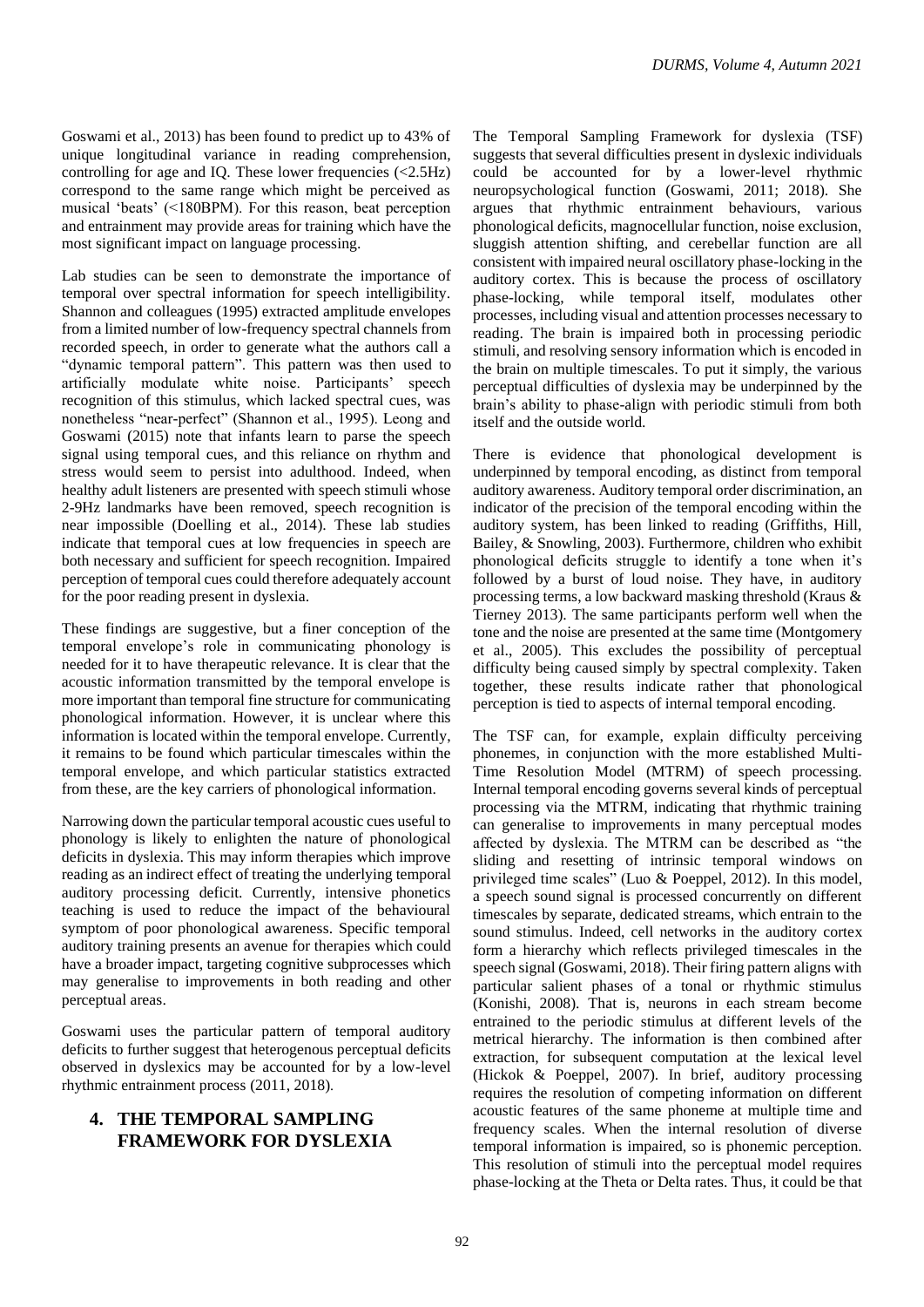Goswami et al., 2013) has been found to predict up to 43% of unique longitudinal variance in reading comprehension, controlling for age and IQ. These lower frequencies (<2.5Hz) correspond to the same range which might be perceived as musical 'beats' (<180BPM). For this reason, beat perception and entrainment may provide areas for training which have the most significant impact on language processing.

Lab studies can be seen to demonstrate the importance of temporal over spectral information for speech intelligibility. Shannon and colleagues (1995) extracted amplitude envelopes from a limited number of low-frequency spectral channels from recorded speech, in order to generate what the authors call a "dynamic temporal pattern". This pattern was then used to artificially modulate white noise. Participants' speech recognition of this stimulus, which lacked spectral cues, was nonetheless "near-perfect" (Shannon et al., 1995). Leong and Goswami (2015) note that infants learn to parse the speech signal using temporal cues, and this reliance on rhythm and stress would seem to persist into adulthood. Indeed, when healthy adult listeners are presented with speech stimuli whose 2-9Hz landmarks have been removed, speech recognition is near impossible (Doelling et al., 2014). These lab studies indicate that temporal cues at low frequencies in speech are both necessary and sufficient for speech recognition. Impaired perception of temporal cues could therefore adequately account for the poor reading present in dyslexia.

These findings are suggestive, but a finer conception of the temporal envelope's role in communicating phonology is needed for it to have therapeutic relevance. It is clear that the acoustic information transmitted by the temporal envelope is more important than temporal fine structure for communicating phonological information. However, it is unclear where this information is located within the temporal envelope. Currently, it remains to be found which particular timescales within the temporal envelope, and which particular statistics extracted from these, are the key carriers of phonological information.

Narrowing down the particular temporal acoustic cues useful to phonology is likely to enlighten the nature of phonological deficits in dyslexia. This may inform therapies which improve reading as an indirect effect of treating the underlying temporal auditory processing deficit. Currently, intensive phonetics teaching is used to reduce the impact of the behavioural symptom of poor phonological awareness. Specific temporal auditory training presents an avenue for therapies which could have a broader impact, targeting cognitive subprocesses which may generalise to improvements in both reading and other perceptual areas.

Goswami uses the particular pattern of temporal auditory deficits to further suggest that heterogenous perceptual deficits observed in dyslexics may be accounted for by a low-level rhythmic entrainment process (2011, 2018).

## 4. THE TEMPORAL SAMPLING FRAMEWORK FOR DYSLEXIA

The Temporal Sampling Framework for dyslexia (TSF) suggests that several difficulties present in dyslexic individuals could be accounted for by a lower-level rhythmic neuropsychological function (Goswami, 2011; 2018). She argues that rhythmic entrainment behaviours, various phonological deficits, magnocellular function, noise exclusion, sluggish attention shifting, and cerebellar function are all consistent with impaired neural oscillatory phase-locking in the auditory cortex. This is because the process of oscillatory phase-locking, while temporal itself, modulates other processes, including visual and attention processes necessary to reading. The brain is impaired both in processing periodic stimuli, and resolving sensory information which is encoded in the brain on multiple timescales. To put it simply, the various perceptual difficulties of dyslexia may be underpinned by the brain's ability to phase-align with periodic stimuli from both itself and the outside world.

There is evidence that phonological development is underpinned by temporal encoding, as distinct from temporal auditory awareness. Auditory temporal order discrimination, an indicator of the precision of the temporal encoding within the auditory system, has been linked to reading (Griffiths, Hill, Bailey, & Snowling, 2003). Furthermore, children who exhibit phonological deficits struggle to identify a tone when it's followed by a burst of loud noise. They have, in auditory processing terms, a low backward masking threshold (Kraus & Tierney 2013). The same participants perform well when the tone and the noise are presented at the same time (Montgomery et al., 2005). This excludes the possibility of perceptual difficulty being caused simply by spectral complexity. Taken together, these results indicate rather that phonological perception is tied to aspects of internal temporal encoding.

The TSF can, for example, explain difficulty perceiving phonemes, in conjunction with the more established Multi-Time Resolution Model (MTRM) of speech processing. Internal temporal encoding governs several kinds of perceptual processing via the MTRM, indicating that rhythmic training can generalise to improvements in many perceptual modes affected by dyslexia. The MTRM can be described as "the sliding and resetting of intrinsic temporal windows on privileged time scales" (Luo & Poeppel, 2012). In this model, a speech sound signal is processed concurrently on different timescales by separate, dedicated streams, which entrain to the sound stimulus. Indeed, cell networks in the auditory cortex form a hierarchy which reflects privileged timescales in the speech signal (Goswami, 2018). Their firing pattern aligns with particular salient phases of a tonal or rhythmic stimulus (Konishi, 2008). That is, neurons in each stream become entrained to the periodic stimulus at different levels of the metrical hierarchy. The information is then combined after extraction, for subsequent computation at the lexical level (Hickok & Poeppel, 2007). In brief, auditory processing requires the resolution of competing information on different acoustic features of the same phoneme at multiple time and frequency scales. When the internal resolution of diverse temporal information is impaired, so is phonemic perception. This resolution of stimuli into the perceptual model requires phase-locking at the Theta or Delta rates. Thus, it could be that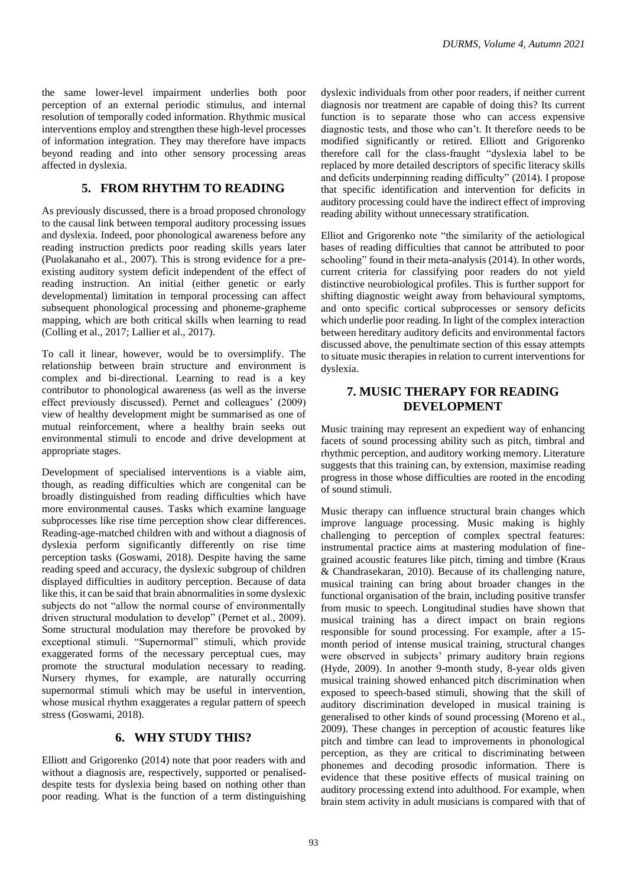the same lower-level impairment underlies both poor perception of an external periodic stimulus, and internal resolution of temporally coded information. Rhythmic musical interventions employ and strengthen these high-level processes of information integration. They may therefore have impacts beyond reading and into other sensory processing areas affected in dyslexia.

## 5. FROM RHYTHM TO READING

As previously discussed, there is a broad proposed chronology to the causal link between temporal auditory processing issues and dyslexia. Indeed, poor phonological awareness before any reading instruction predicts poor reading skills years later (Puolakanaho et al., 2007). This is strong evidence for a pre-existing auditory system deficit independent of the effect of reading instruction. An initial (either genetic or early developmental) limitation in temporal processing can affect subsequent phonological processing and phoneme-grapheme mapping, which are both critical skills when learning to read (Colling et al., 2017; Lallier et al., 2017).

To call it linear, however, would be to oversimplify. The relationship between brain structure and environment is complex and bi-directional. Learning to read is a key contributor to phonological awareness (as well as the inverse effect previously discussed). Pernet and colleagues' (2009) view of healthy development might be summarised as one of mutual reinforcement, where a healthy brain seeks out environmental stimuli to encode and drive development at appropriate stages.

Development of specialised interventions is a viable aim, though, as reading difficulties which are congenital can be broadly distinguished from reading difficulties which have more environmental causes. Tasks which examine language subprocesses like rise time perception show clear differences. Reading-age-matched children with and without a diagnosis of dyslexia perform significantly differently on rise time perception tasks (Goswami, 2018). Despite having the same reading speed and accuracy, the dyslexic subgroup of children displayed difficulties in auditory perception. Because of data like this, it can be said that brain abnormalities in some dyslexic subjects do not "allow the normal course of environmentally driven structural modulation to develop" (Pernet et al., 2009). Some structural modulation may therefore be provoked by exceptional stimuli. "Supernormal" stimuli, which provide exaggerated forms of the necessary perceptual cues, may promote the structural modulation necessary to reading. Nursery rhymes, for example, are naturally occurring supernormal stimuli which may be useful in intervention, whose musical rhythm exaggerates a regular pattern of speech stress (Goswami, 2018).

## 6. WHY STUDY THIS?

Elliott and Grigorenko (2014) note that poor readers with and without a diagnosis are, respectively, supported or penalised- despite tests for dyslexia being based on nothing other than poor reading. What is the function of a term distinguishing dyslexic individuals from other poor readers, if neither current diagnosis nor treatment are capable of doing this? Its current function is to separate those who can access expensive diagnostic tests, and those who can't. It therefore needs to be modified significantly or retired. Elliott and Grigorenko therefore call for the class-fraught "dyslexia label to be replaced by more detailed descriptors of specific literacy skills and deficits underpinning reading difficulty" (2014). I propose that specific identification and intervention for deficits in auditory processing could have the indirect effect of improving reading ability without unnecessary stratification.

Elliot and Grigorenko note "the similarity of the aetiological bases of reading difficulties that cannot be attributed to poor schooling" found in their meta-analysis (2014). In other words, current criteria for classifying poor readers do not yield distinctive neurobiological profiles. This is further support for shifting diagnostic weight away from behavioural symptoms, and onto specific cortical subprocesses or sensory deficits which underlie poor reading. In light of the complex interaction between hereditary auditory deficits and environmental factors discussed above, the penultimate section of this essay attempts to situate music therapies in relation to current interventions for dyslexia.

## 7. MUSIC THERAPY FOR READING DEVELOPMENT

Music training may represent an expedient way of enhancing facets of sound processing ability such as pitch, timbral and rhythmic perception, and auditory working memory. Literature suggests that this training can, by extension, maximise reading progress in those whose difficulties are rooted in the encoding of sound stimuli.

Music therapy can influence structural brain changes which improve language processing. Music making is highly challenging to perception of complex spectral features: instrumental practice aims at mastering modulation of fine-grained acoustic features like pitch, timing and timbre (Kraus & Chandrasekaran, 2010). Because of its challenging nature, musical training can bring about broader changes in the functional organisation of the brain, including positive transfer from music to speech. Longitudinal studies have shown that musical training has a direct impact on brain regions responsible for sound processing. For example, after a 15-month period of intense musical training, structural changes were observed in subjects' primary auditory brain regions (Hyde, 2009). In another 9-month study, 8-year olds given musical training showed enhanced pitch discrimination when exposed to speech-based stimuli, showing that the skill of auditory discrimination developed in musical training is generalised to other kinds of sound processing (Moreno et al., 2009). These changes in perception of acoustic features like pitch and timbre can lead to improvements in phonological perception, as they are critical to discriminating between phonemes and decoding prosodic information. There is evidence that these positive effects of musical training on auditory processing extend into adulthood. For example, when brain stem activity in adult musicians is compared with that of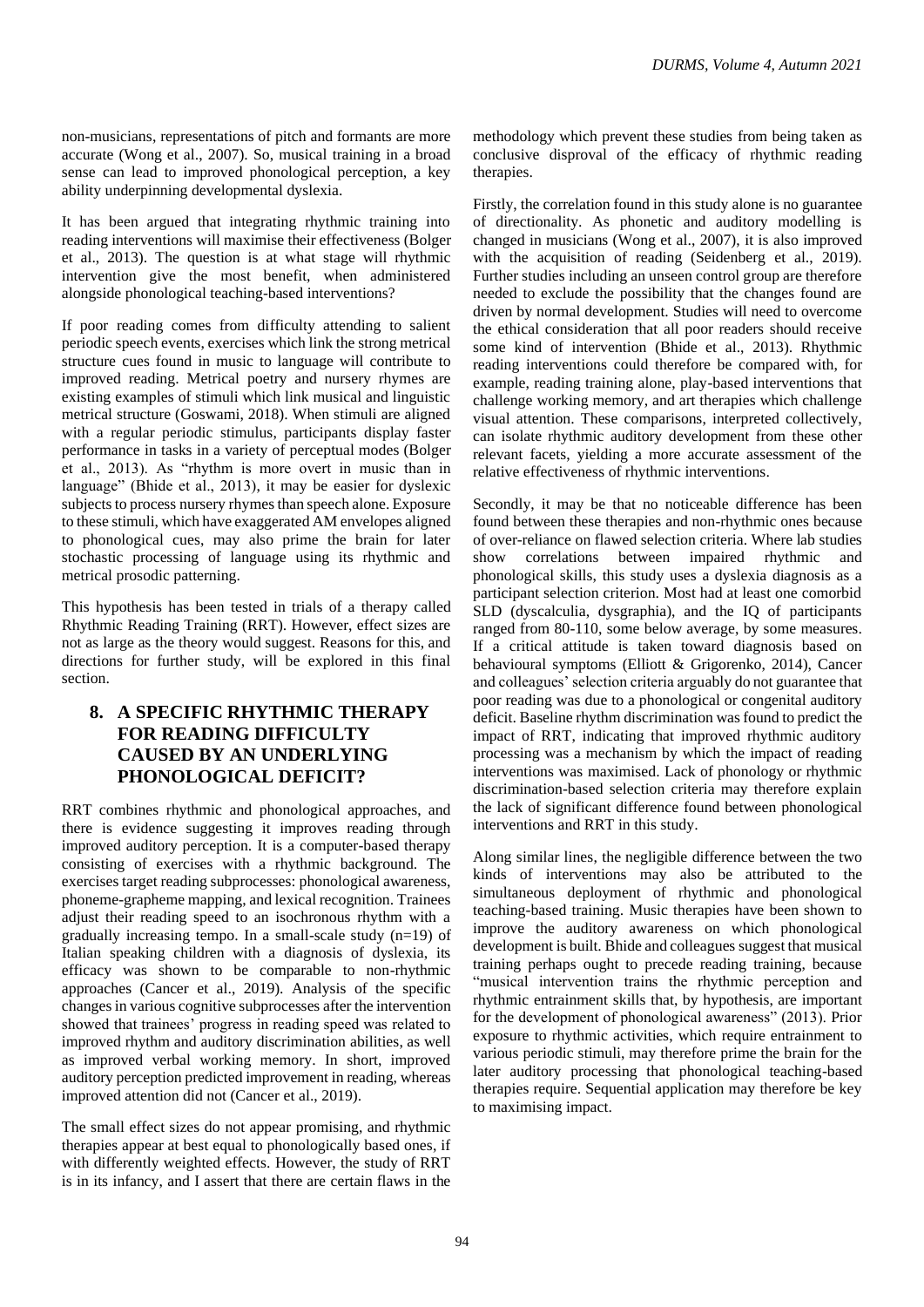non-musicians, representations of pitch and formants are more accurate (Wong et al., 2007). So, musical training in a broad sense can lead to improved phonological perception, a key ability underpinning developmental dyslexia.

It has been argued that integrating rhythmic training into reading interventions will maximise their effectiveness (Bolger et al., 2013). The question is at what stage will rhythmic intervention give the most benefit, when administered alongside phonological teaching-based interventions?

If poor reading comes from difficulty attending to salient periodic speech events, exercises which link the strong metrical structure cues found in music to language will contribute to improved reading. Metrical poetry and nursery rhymes are existing examples of stimuli which link musical and linguistic metrical structure (Goswami, 2018). When stimuli are aligned with a regular periodic stimulus, participants display faster performance in tasks in a variety of perceptual modes (Bolger et al., 2013). As "rhythm is more overt in music than in language" (Bhide et al., 2013), it may be easier for dyslexic subjects to process nursery rhymes than speech alone. Exposure to these stimuli, which have exaggerated AM envelopes aligned to phonological cues, may also prime the brain for later stochastic processing of language using its rhythmic and metrical prosodic patterning.

This hypothesis has been tested in trials of a therapy called Rhythmic Reading Training (RRT). However, effect sizes are not as large as the theory would suggest. Reasons for this, and directions for further study, will be explored in this final section.

## 8. A SPECIFIC RHYTHMIC THERAPY FOR READING DIFFICULTY CAUSED BY AN UNDERLYING PHONOLOGICAL DEFICIT?

RRT combines rhythmic and phonological approaches, and there is evidence suggesting it improves reading through improved auditory perception. It is a computer-based therapy consisting of exercises with a rhythmic background. The exercises target reading subprocesses: phonological awareness, phoneme-grapheme mapping, and lexical recognition. Trainees adjust their reading speed to an isochronous rhythm with a gradually increasing tempo. In a small-scale study (n=19) of Italian speaking children with a diagnosis of dyslexia, its efficacy was shown to be comparable to non-rhythmic approaches (Cancer et al., 2019). Analysis of the specific changes in various cognitive subprocesses after the intervention showed that trainees' progress in reading speed was related to improved rhythm and auditory discrimination abilities, as well as improved verbal working memory. In short, improved auditory perception predicted improvement in reading, whereas improved attention did not (Cancer et al., 2019).

The small effect sizes do not appear promising, and rhythmic therapies appear at best equal to phonologically based ones, if with differently weighted effects. However, the study of RRT is in its infancy, and I assert that there are certain flaws in the methodology which prevent these studies from being taken as conclusive disproval of the efficacy of rhythmic reading therapies.

Firstly, the correlation found in this study alone is no guarantee of directionality. As phonetic and auditory modelling is changed in musicians (Wong et al., 2007), it is also improved with the acquisition of reading (Seidenberg et al., 2019). Further studies including an unseen control group are therefore needed to exclude the possibility that the changes found are driven by normal development. Studies will need to overcome the ethical consideration that all poor readers should receive some kind of intervention (Bhide et al., 2013). Rhythmic reading interventions could therefore be compared with, for example, reading training alone, play-based interventions that challenge working memory, and art therapies which challenge visual attention. These comparisons, interpreted collectively, can isolate rhythmic auditory development from these other relevant facets, yielding a more accurate assessment of the relative effectiveness of rhythmic interventions.

Secondly, it may be that no noticeable difference has been found between these therapies and non-rhythmic ones because of over-reliance on flawed selection criteria. Where lab studies show correlations between impaired rhythmic and phonological skills, this study uses a dyslexia diagnosis as a participant selection criterion. Most had at least one comorbid SLD (dyscalculia, dysgraphia), and the IQ of participants ranged from 80-110, some below average, by some measures. If a critical attitude is taken toward diagnosis based on behavioural symptoms (Elliott & Grigorenko, 2014), Cancer and colleagues' selection criteria arguably do not guarantee that poor reading was due to a phonological or congenital auditory deficit. Baseline rhythm discrimination was found to predict the impact of RRT, indicating that improved rhythmic auditory processing was a mechanism by which the impact of reading interventions was maximised. Lack of phonology or rhythmic discrimination-based selection criteria may therefore explain the lack of significant difference found between phonological interventions and RRT in this study.

Along similar lines, the negligible difference between the two kinds of interventions may also be attributed to the simultaneous deployment of rhythmic and phonological teaching-based training. Music therapies have been shown to improve the auditory awareness on which phonological development is built. Bhide and colleagues suggest that musical training perhaps ought to precede reading training, because "musical intervention trains the rhythmic perception and rhythmic entrainment skills that, by hypothesis, are important for the development of phonological awareness" (2013). Prior exposure to rhythmic activities, which require entrainment to various periodic stimuli, may therefore prime the brain for the later auditory processing that phonological teaching-based therapies require. Sequential application may therefore be key to maximising impact.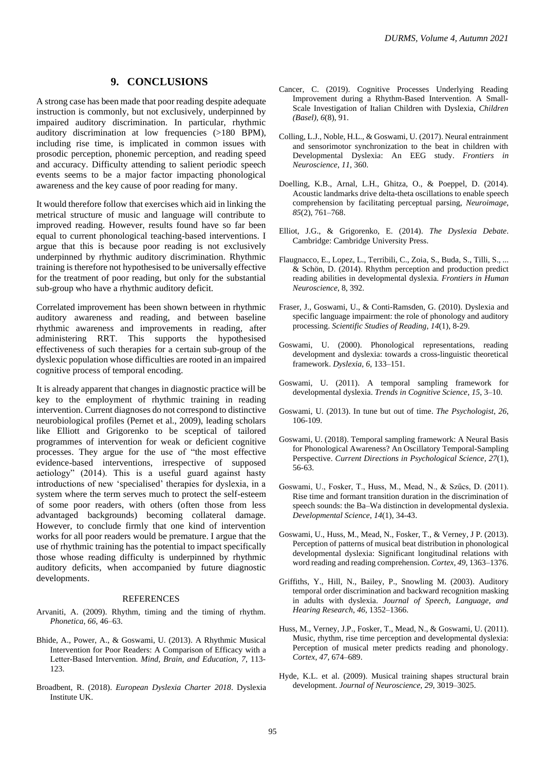## 9. CONCLUSIONS

A strong case has been made that poor reading despite adequate instruction is commonly, but not exclusively, underpinned by impaired auditory discrimination. In particular, rhythmic auditory discrimination at low frequencies (>180 BPM), including rise time, is implicated in common issues with prosodic perception, phonemic perception, and reading speed and accuracy. Difficulty attending to salient periodic speech events seems to be a major factor impacting phonological awareness and the key cause of poor reading for many.

It would therefore follow that exercises which aid in linking the metrical structure of music and language will contribute to improved reading. However, results found have so far been equal to current phonological teaching-based interventions. I argue that this is because poor reading is not exclusively underpinned by rhythmic auditory discrimination. Rhythmic training is therefore not hypothesised to be universally effective for the treatment of poor reading, but only for the substantial sub-group who have a rhythmic auditory deficit.

Correlated improvement has been shown between in rhythmic auditory awareness and reading, and between baseline rhythmic awareness and improvements in reading, after administering RRT. This supports the hypothesised effectiveness of such therapies for a certain sub-group of the dyslexic population whose difficulties are rooted in an impaired cognitive process of temporal encoding.

It is already apparent that changes in diagnostic practice will be key to the employment of rhythmic training in reading intervention. Current diagnoses do not correspond to distinctive neurobiological profiles (Pernet et al., 2009), leading scholars like Elliott and Grigorenko to be sceptical of tailored programmes of intervention for weak or deficient cognitive processes. They argue for the use of "the most effective evidence-based interventions, irrespective of supposed aetiology" (2014). This is a useful guard against hasty introductions of new 'specialised' therapies for dyslexia, in a system where the term serves much to protect the self-esteem of some poor readers, with others (often those from less advantaged backgrounds) becoming collateral damage. However, to conclude firmly that one kind of intervention works for all poor readers would be premature. I argue that the use of rhythmic training has the potential to impact specifically those whose reading difficulty is underpinned by rhythmic auditory deficits, when accompanied by future diagnostic developments.

### REFERENCES

Arvaniti, A. (2009). Rhythm, timing and the timing of rhythm. *Phonetica*, *66*, 46–63.

Bhide, A., Power, A., & Goswami, U. (2013). A Rhythmic Musical Intervention for Poor Readers: A Comparison of Efficacy with a Letter-Based Intervention. *Mind, Brain, and Education*, *7*, 113-123.

Broadbent, R. (2018). *European Dyslexia Charter 2018*. Dyslexia Institute UK.

Cancer, C. (2019). Cognitive Processes Underlying Reading Improvement during a Rhythm-Based Intervention. A Small-Scale Investigation of Italian Children with Dyslexia, *Children (Basel)*, *6*(8), 91.

Colling, L.J., Noble, H.L., & Goswami, U. (2017). Neural entrainment and sensorimotor synchronization to the beat in children with Developmental Dyslexia: An EEG study. *Frontiers in Neuroscience*, *11*, 360.

Doelling, K.B., Arnal, L.H., Ghitza, O., & Poeppel, D. (2014). Acoustic landmarks drive delta-theta oscillations to enable speech comprehension by facilitating perceptual parsing, *Neuroimage*, *85*(2), 761–768.

Elliot, J.G., & Grigorenko, E. (2014). *The Dyslexia Debate*. Cambridge: Cambridge University Press.

Flaugnacco, E., Lopez, L., Terribili, C., Zoia, S., Buda, S., Tilli, S., ... & Schön, D. (2014). Rhythm perception and production predict reading abilities in developmental dyslexia. *Frontiers in Human Neuroscience*, 8, 392.

Fraser, J., Goswami, U., & Conti-Ramsden, G. (2010). Dyslexia and specific language impairment: the role of phonology and auditory processing. *Scientific Studies of Reading*, *14*(1), 8-29.

Goswami, U. (2000). Phonological representations, reading development and dyslexia: towards a cross-linguistic theoretical framework. *Dyslexia*, *6*, 133–151.

Goswami, U. (2011). A temporal sampling framework for developmental dyslexia. *Trends in Cognitive Science*, *15*, 3–10.

Goswami, U. (2013). In tune but out of time. *The Psychologist*, *26*, 106-109.

Goswami, U. (2018). Temporal sampling framework: A Neural Basis for Phonological Awareness? An Oscillatory Temporal-Sampling Perspective. *Current Directions in Psychological Science*, *27*(1), 56-63.

Goswami, U., Fosker, T., Huss, M., Mead, N., & Szűcs, D. (2011). Rise time and formant transition duration in the discrimination of speech sounds: the Ba–Wa distinction in developmental dyslexia. *Developmental Science*, *14*(1), 34-43.

Goswami, U., Huss, M., Mead, N., Fosker, T., & Verney, J P. (2013). Perception of patterns of musical beat distribution in phonological developmental dyslexia: Significant longitudinal relations with word reading and reading comprehension. *Cortex*, *49*, 1363–1376.

Griffiths, Y., Hill, N., Bailey, P., Snowling M. (2003). Auditory temporal order discrimination and backward recognition masking in adults with dyslexia. *Journal of Speech, Language, and Hearing Research*, *46*, 1352–1366.

Huss, M., Verney, J.P., Fosker, T., Mead, N., & Goswami, U. (2011). Music, rhythm, rise time perception and developmental dyslexia: Perception of musical meter predicts reading and phonology. *Cortex*, *47*, 674–689.

Hyde, K.L. et al. (2009). Musical training shapes structural brain development. *Journal of Neuroscience*, *29*, 3019–3025.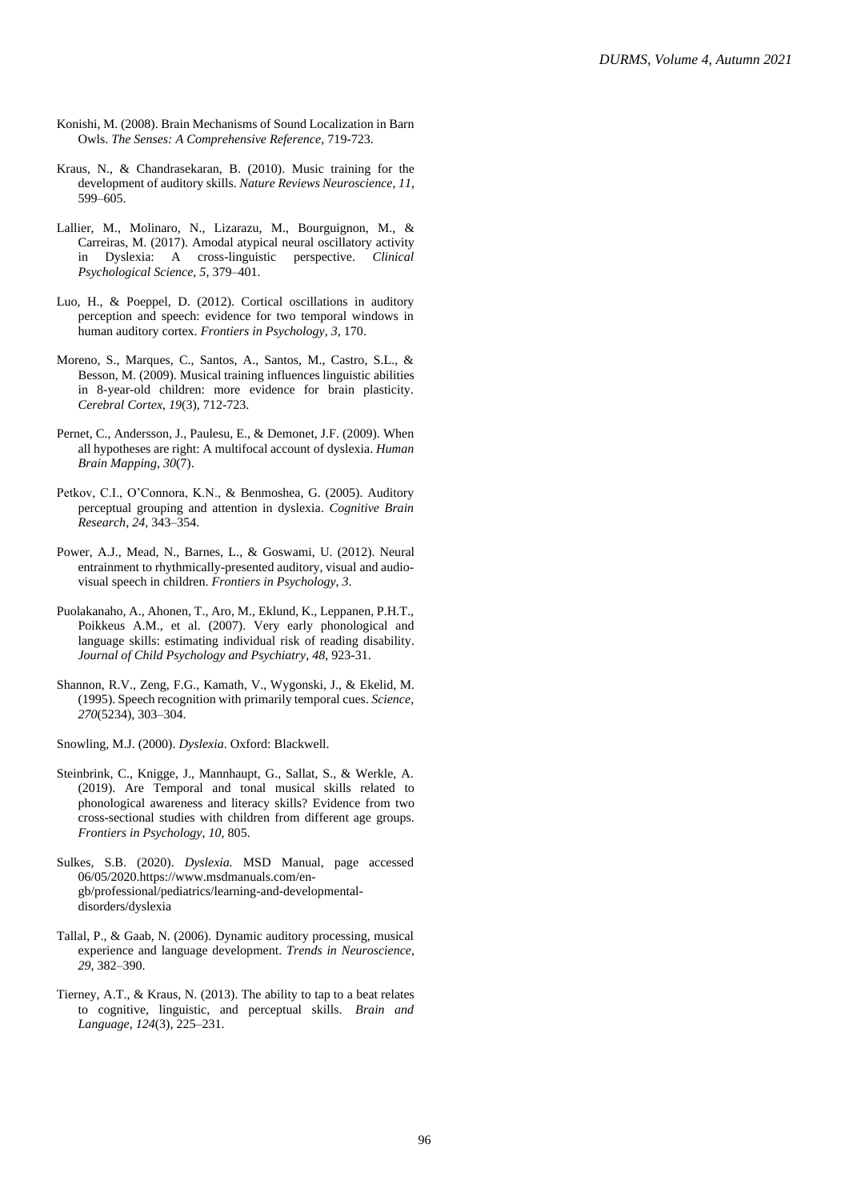Konishi, M. (2008). Brain Mechanisms of Sound Localization in Barn Owls. *The Senses: A Comprehensive Reference*, 719-723.

Kraus, N., & Chandrasekaran, B. (2010). Music training for the development of auditory skills. *Nature Reviews Neuroscience*, *11*, 599–605.

Lallier, M., Molinaro, N., Lizarazu, M., Bourguignon, M., & Carreiras, M. (2017). Amodal atypical neural oscillatory activity in Dyslexia: A cross-linguistic perspective. *Clinical Psychological Science*, *5*, 379–401.

Luo, H., & Poeppel, D. (2012). Cortical oscillations in auditory perception and speech: evidence for two temporal windows in human auditory cortex. *Frontiers in Psychology*, *3*, 170.

Moreno, S., Marques, C., Santos, A., Santos, M., Castro, S.L., & Besson, M. (2009). Musical training influences linguistic abilities in 8-year-old children: more evidence for brain plasticity. *Cerebral Cortex*, *19*(3), 712-723.

Pernet, C., Andersson, J., Paulesu, E., & Demonet, J.F. (2009). When all hypotheses are right: A multifocal account of dyslexia. *Human Brain Mapping*, *30*(7).

Petkov, C.I., O'Connora, K.N., & Benmoshea, G. (2005). Auditory perceptual grouping and attention in dyslexia. *Cognitive Brain Research*, *24*, 343–354.

Power, A.J., Mead, N., Barnes, L., & Goswami, U. (2012). Neural entrainment to rhythmically-presented auditory, visual and audio-visual speech in children. *Frontiers in Psychology*, *3*.

Puolakanaho, A., Ahonen, T., Aro, M., Eklund, K., Leppanen, P.H.T., Poikkeus A.M., et al. (2007). Very early phonological and language skills: estimating individual risk of reading disability. *Journal of Child Psychology and Psychiatry*, *48*, 923-31.

Shannon, R.V., Zeng, F.G., Kamath, V., Wygonski, J., & Ekelid, M. (1995). Speech recognition with primarily temporal cues. *Science*, *270*(5234), 303–304.

Snowling, M.J. (2000). *Dyslexia*. Oxford: Blackwell.

Steinbrink, C., Knigge, J., Mannhaupt, G., Sallat, S., & Werkle, A. (2019). Are Temporal and tonal musical skills related to phonological awareness and literacy skills? Evidence from two cross-sectional studies with children from different age groups. *Frontiers in Psychology*, *10*, 805.

Sulkes, S.B. (2020). *Dyslexia.* MSD Manual, page accessed 06/05/2020.https://www.msdmanuals.com/en-gb/professional/pediatrics/learning-and-developmental-disorders/dyslexia

Tallal, P., & Gaab, N. (2006). Dynamic auditory processing, musical experience and language development. *Trends in Neuroscience*, *29*, 382–390.

Tierney, A.T., & Kraus, N. (2013). The ability to tap to a beat relates to cognitive, linguistic, and perceptual skills. *Brain and Language*, *124*(3), 225–231.